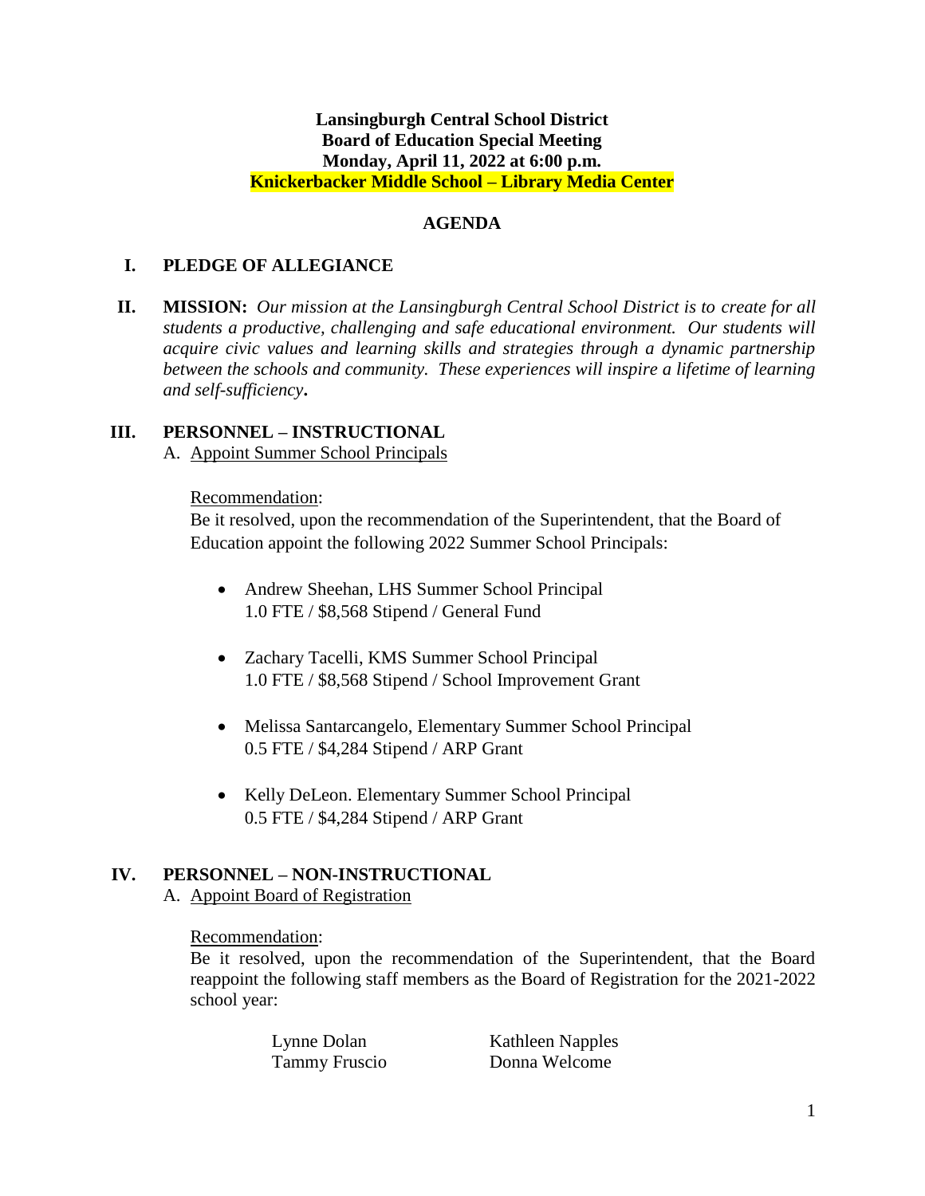**Lansingburgh Central School District**
**Board of Education Special Meeting**
**Monday, April 11, 2022 at 6:00 p.m.**
**Knickerbacker Middle School – Library Media Center**

## AGENDA

### I. PLEDGE OF ALLEGIANCE

### II. MISSION:

*Our mission at the Lansingburgh Central School District is to create for all students a productive, challenging and safe educational environment. Our students will acquire civic values and learning skills and strategies through a dynamic partnership between the schools and community. These experiences will inspire a lifetime of learning and self-sufficiency***.**

### III. PERSONNEL – INSTRUCTIONAL

A. Appoint Summer School Principals

Recommendation:
Be it resolved, upon the recommendation of the Superintendent, that the Board of Education appoint the following 2022 Summer School Principals:

- Andrew Sheehan, LHS Summer School Principal
  1.0 FTE / $8,568 Stipend / General Fund
- Zachary Tacelli, KMS Summer School Principal
  1.0 FTE / $8,568 Stipend / School Improvement Grant
- Melissa Santarcangelo, Elementary Summer School Principal
  0.5 FTE / $4,284 Stipend / ARP Grant
- Kelly DeLeon. Elementary Summer School Principal
  0.5 FTE / $4,284 Stipend / ARP Grant

### IV. PERSONNEL – NON-INSTRUCTIONAL

A. Appoint Board of Registration

Recommendation:
Be it resolved, upon the recommendation of the Superintendent, that the Board reappoint the following staff members as the Board of Registration for the 2021-2022 school year:

Lynne Dolan
Tammy Fruscio
Kathleen Napples
Donna Welcome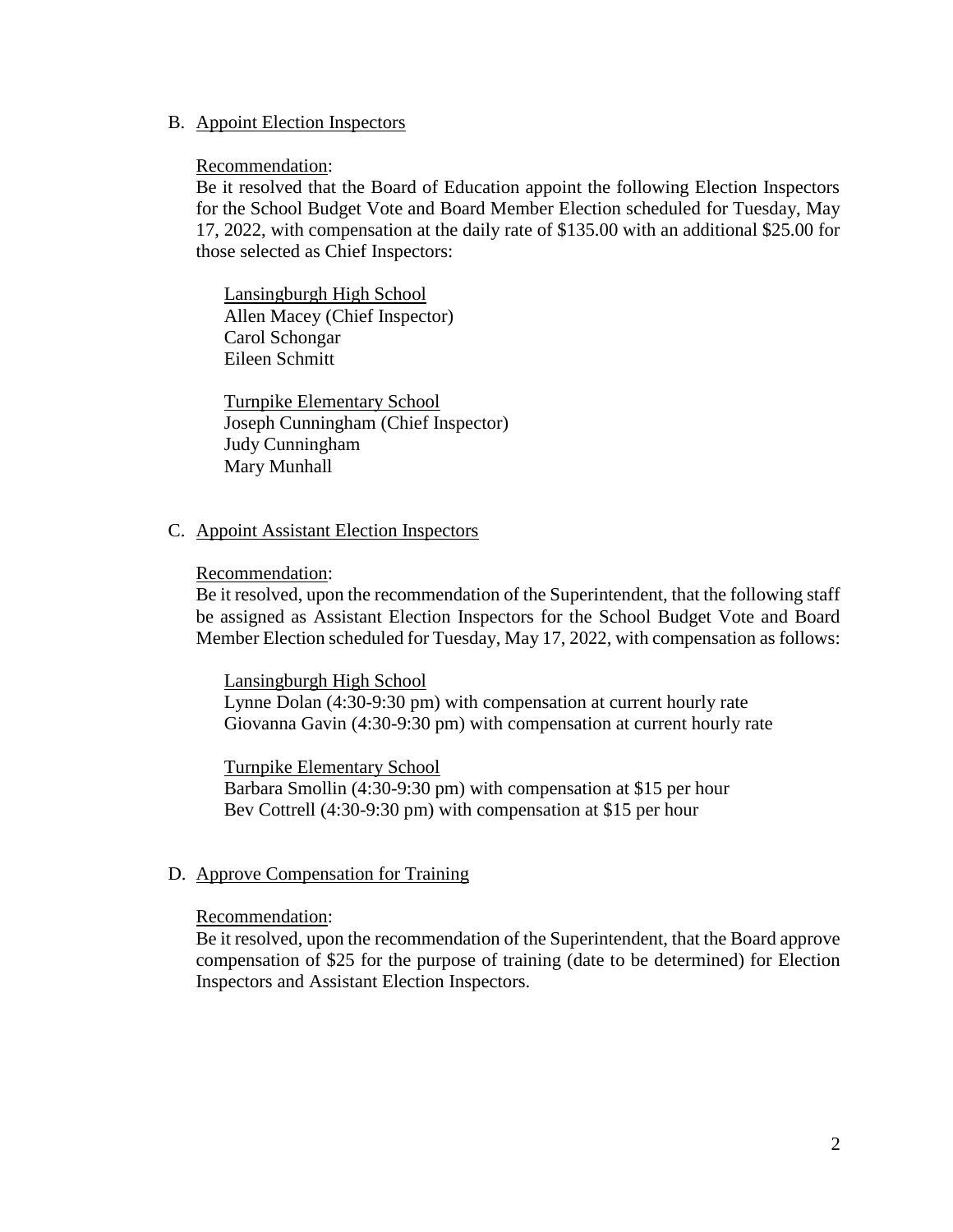B. Appoint Election Inspectors

Recommendation:

Be it resolved that the Board of Education appoint the following Election Inspectors for the School Budget Vote and Board Member Election scheduled for Tuesday, May 17, 2022, with compensation at the daily rate of $135.00 with an additional $25.00 for those selected as Chief Inspectors:

Lansingburgh High School
Allen Macey (Chief Inspector)
Carol Schongar
Eileen Schmitt

Turnpike Elementary School
Joseph Cunningham (Chief Inspector)
Judy Cunningham
Mary Munhall

C. Appoint Assistant Election Inspectors

Recommendation:

Be it resolved, upon the recommendation of the Superintendent, that the following staff be assigned as Assistant Election Inspectors for the School Budget Vote and Board Member Election scheduled for Tuesday, May 17, 2022, with compensation as follows:

Lansingburgh High School
Lynne Dolan (4:30-9:30 pm) with compensation at current hourly rate
Giovanna Gavin (4:30-9:30 pm) with compensation at current hourly rate

Turnpike Elementary School
Barbara Smollin (4:30-9:30 pm) with compensation at $15 per hour
Bev Cottrell (4:30-9:30 pm) with compensation at $15 per hour

D. Approve Compensation for Training

Recommendation:

Be it resolved, upon the recommendation of the Superintendent, that the Board approve compensation of $25 for the purpose of training (date to be determined) for Election Inspectors and Assistant Election Inspectors.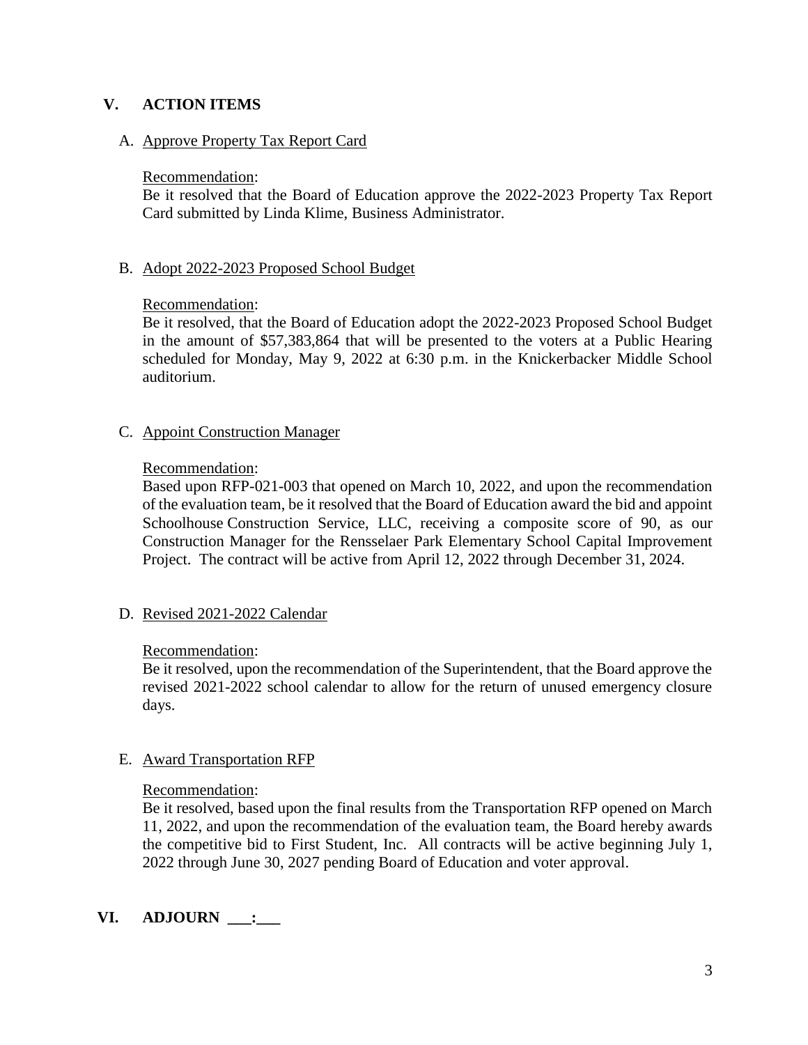## V. ACTION ITEMS

A. Approve Property Tax Report Card

Recommendation:
Be it resolved that the Board of Education approve the 2022-2023 Property Tax Report Card submitted by Linda Klime, Business Administrator.

B. Adopt 2022-2023 Proposed School Budget

Recommendation:
Be it resolved, that the Board of Education adopt the 2022-2023 Proposed School Budget in the amount of $57,383,864 that will be presented to the voters at a Public Hearing scheduled for Monday, May 9, 2022 at 6:30 p.m. in the Knickerbacker Middle School auditorium.

C. Appoint Construction Manager

Recommendation:
Based upon RFP-021-003 that opened on March 10, 2022, and upon the recommendation of the evaluation team, be it resolved that the Board of Education award the bid and appoint Schoolhouse Construction Service, LLC, receiving a composite score of 90, as our Construction Manager for the Rensselaer Park Elementary School Capital Improvement Project. The contract will be active from April 12, 2022 through December 31, 2024.

D. Revised 2021-2022 Calendar

Recommendation:
Be it resolved, upon the recommendation of the Superintendent, that the Board approve the revised 2021-2022 school calendar to allow for the return of unused emergency closure days.

E. Award Transportation RFP

Recommendation:
Be it resolved, based upon the final results from the Transportation RFP opened on March 11, 2022, and upon the recommendation of the evaluation team, the Board hereby awards the competitive bid to First Student, Inc. All contracts will be active beginning July 1, 2022 through June 30, 2027 pending Board of Education and voter approval.

## VI. ADJOURN \_\_\_:\_\_\_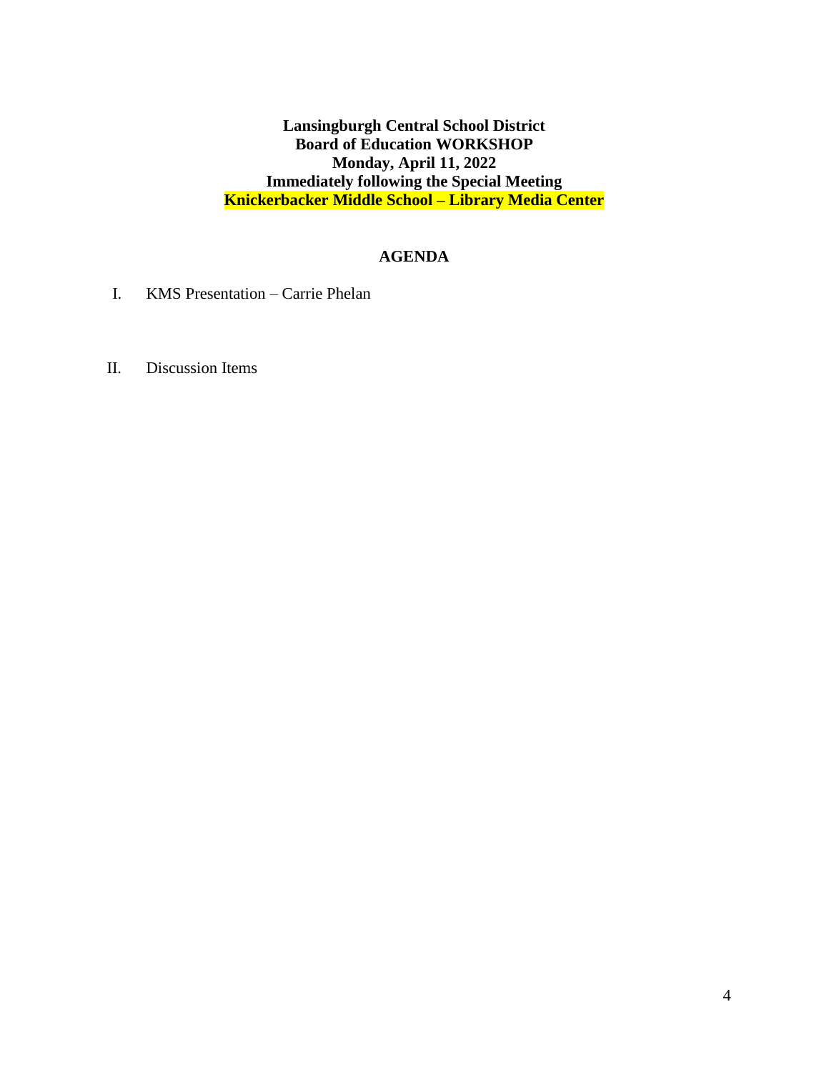**Lansingburgh Central School District**
**Board of Education WORKSHOP**
**Monday, April 11, 2022**
**Immediately following the Special Meeting**
**Knickerbacker Middle School – Library Media Center**

## AGENDA

I. KMS Presentation – Carrie Phelan

II. Discussion Items